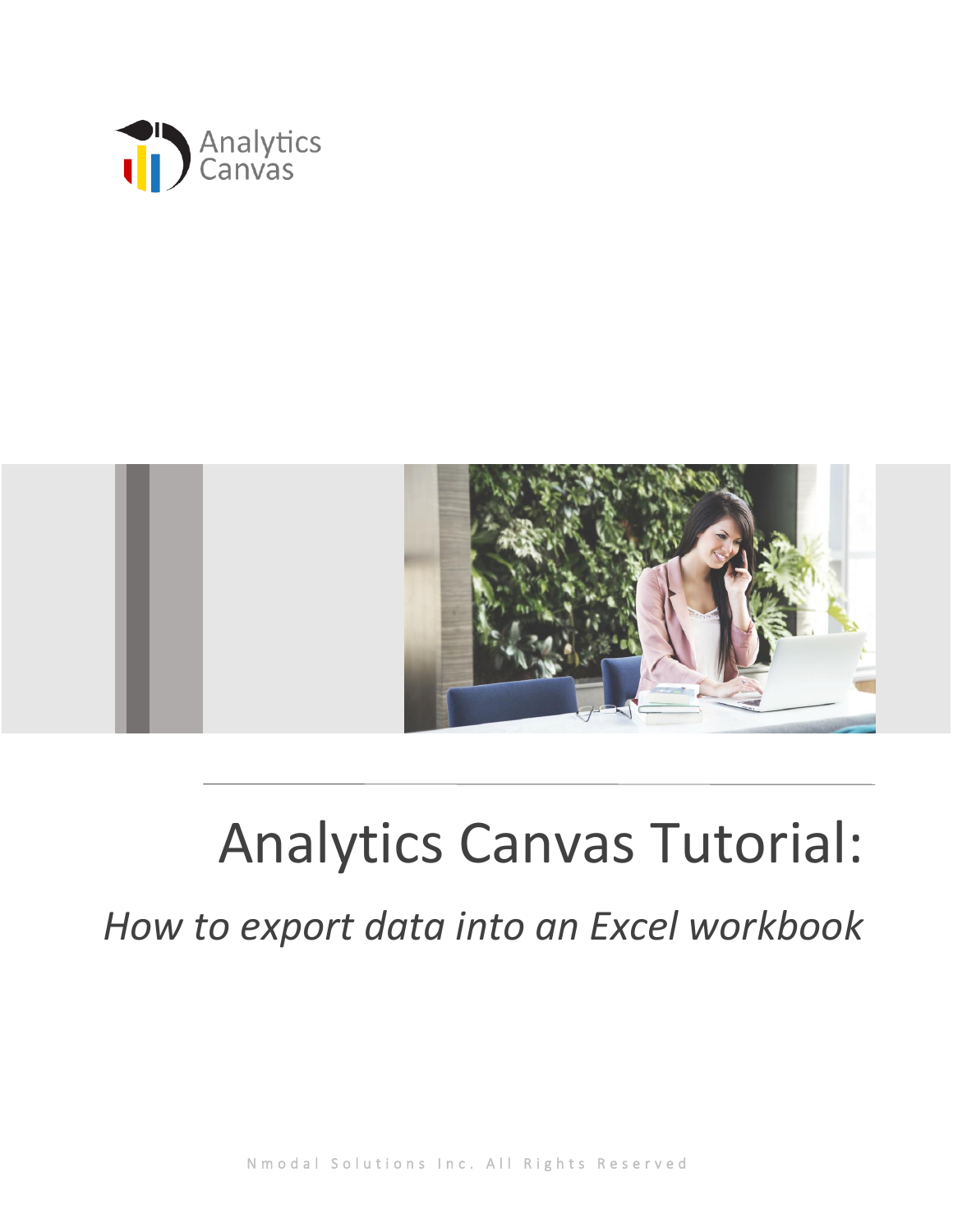Analytics Canvas

# Analytics Canvas Tutorial:

## *How to export data into an Excel workbook*

Nmodal Solutions Inc. All Rights Reserved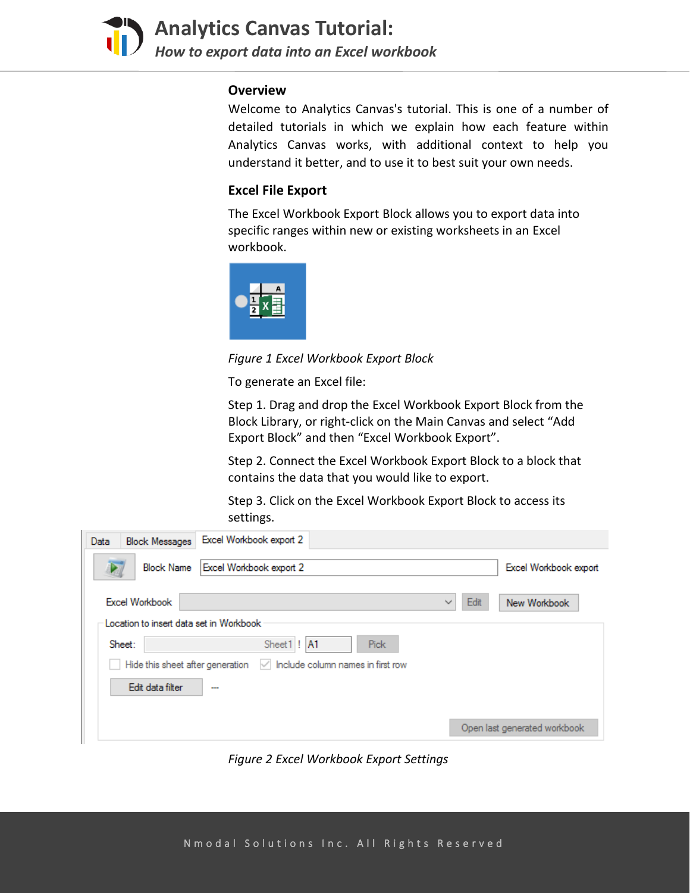## Overview

Welcome to Analytics Canvas's tutorial. This is one of a number of detailed tutorials in which we explain how each feature within Analytics Canvas works, with additional context to help you understand it better, and to use it to best suit your own needs.

## Excel File Export

The Excel Workbook Export Block allows you to export data into specific ranges within new or existing worksheets in an Excel workbook.

*Figure 1 Excel Workbook Export Block*

To generate an Excel file:

Step 1. Drag and drop the Excel Workbook Export Block from the Block Library, or right-click on the Main Canvas and select "Add Export Block" and then "Excel Workbook Export".

Step 2. Connect the Excel Workbook Export Block to a block that contains the data that you would like to export.

Step 3. Click on the Excel Workbook Export Block to access its settings.

*Figure 2 Excel Workbook Export Settings*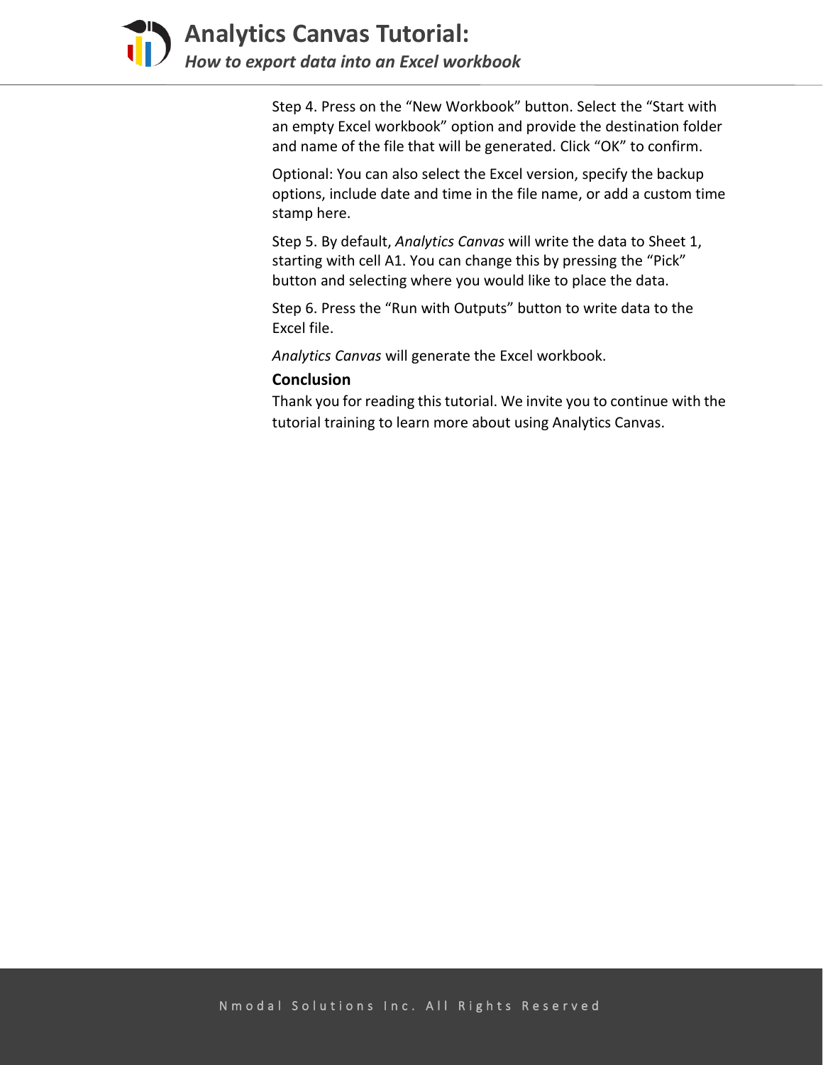Step 4. Press on the “New Workbook” button. Select the “Start with an empty Excel workbook” option and provide the destination folder and name of the file that will be generated. Click “OK” to confirm.

Optional: You can also select the Excel version, specify the backup options, include date and time in the file name, or add a custom time stamp here.

Step 5. By default, *Analytics Canvas* will write the data to Sheet 1, starting with cell A1. You can change this by pressing the “Pick” button and selecting where you would like to place the data.

Step 6. Press the “Run with Outputs” button to write data to the Excel file.

*Analytics Canvas* will generate the Excel workbook.

### Conclusion

Thank you for reading this tutorial. We invite you to continue with the tutorial training to learn more about using Analytics Canvas.